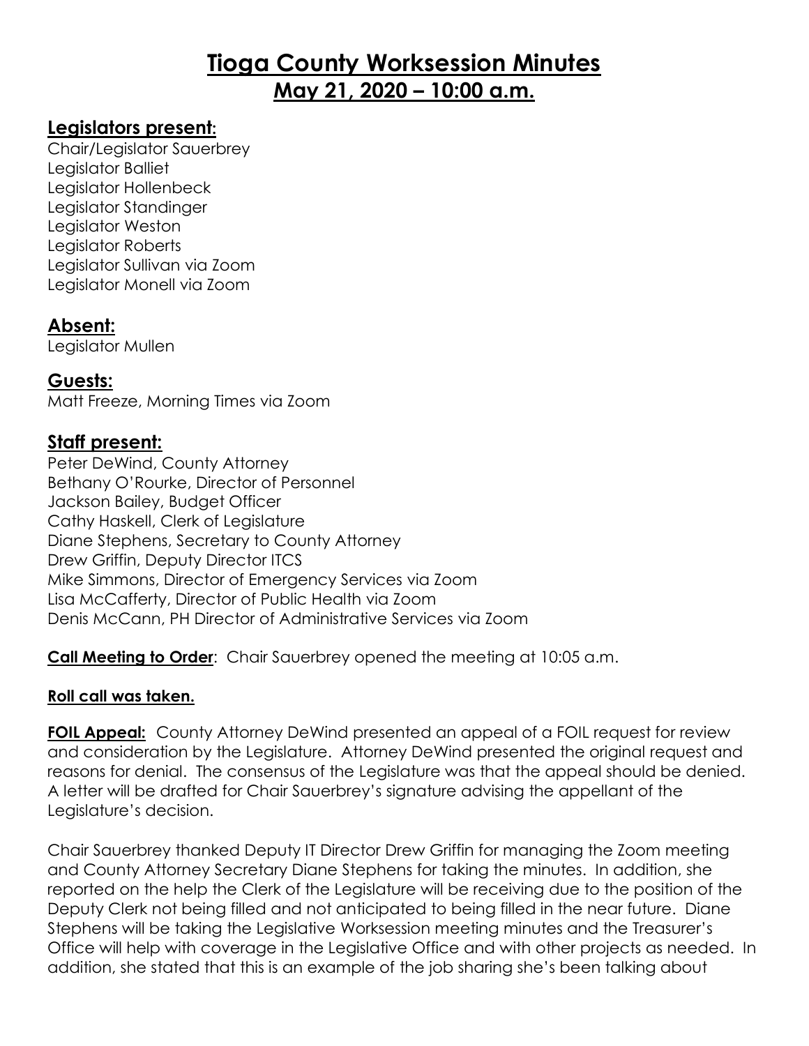# Tioga County Worksession Minutes

## May 21, 2020 – 10:00 a.m.

### Legislators present:

Chair/Legislator Sauerbrey
Legislator Balliet
Legislator Hollenbeck
Legislator Standinger
Legislator Weston
Legislator Roberts
Legislator Sullivan via Zoom
Legislator Monell via Zoom

### Absent:

Legislator Mullen

### Guests:

Matt Freeze, Morning Times via Zoom

### Staff present:

Peter DeWind, County Attorney
Bethany O'Rourke, Director of Personnel
Jackson Bailey, Budget Officer
Cathy Haskell, Clerk of Legislature
Diane Stephens, Secretary to County Attorney
Drew Griffin, Deputy Director ITCS
Mike Simmons, Director of Emergency Services via Zoom
Lisa McCafferty, Director of Public Health via Zoom
Denis McCann, PH Director of Administrative Services via Zoom

**Call Meeting to Order**: Chair Sauerbrey opened the meeting at 10:05 a.m.

**Roll call was taken.**

**FOIL Appeal:** County Attorney DeWind presented an appeal of a FOIL request for review and consideration by the Legislature. Attorney DeWind presented the original request and reasons for denial. The consensus of the Legislature was that the appeal should be denied. A letter will be drafted for Chair Sauerbrey's signature advising the appellant of the Legislature's decision.

Chair Sauerbrey thanked Deputy IT Director Drew Griffin for managing the Zoom meeting and County Attorney Secretary Diane Stephens for taking the minutes. In addition, she reported on the help the Clerk of the Legislature will be receiving due to the position of the Deputy Clerk not being filled and not anticipated to being filled in the near future. Diane Stephens will be taking the Legislative Worksession meeting minutes and the Treasurer's Office will help with coverage in the Legislative Office and with other projects as needed. In addition, she stated that this is an example of the job sharing she's been talking about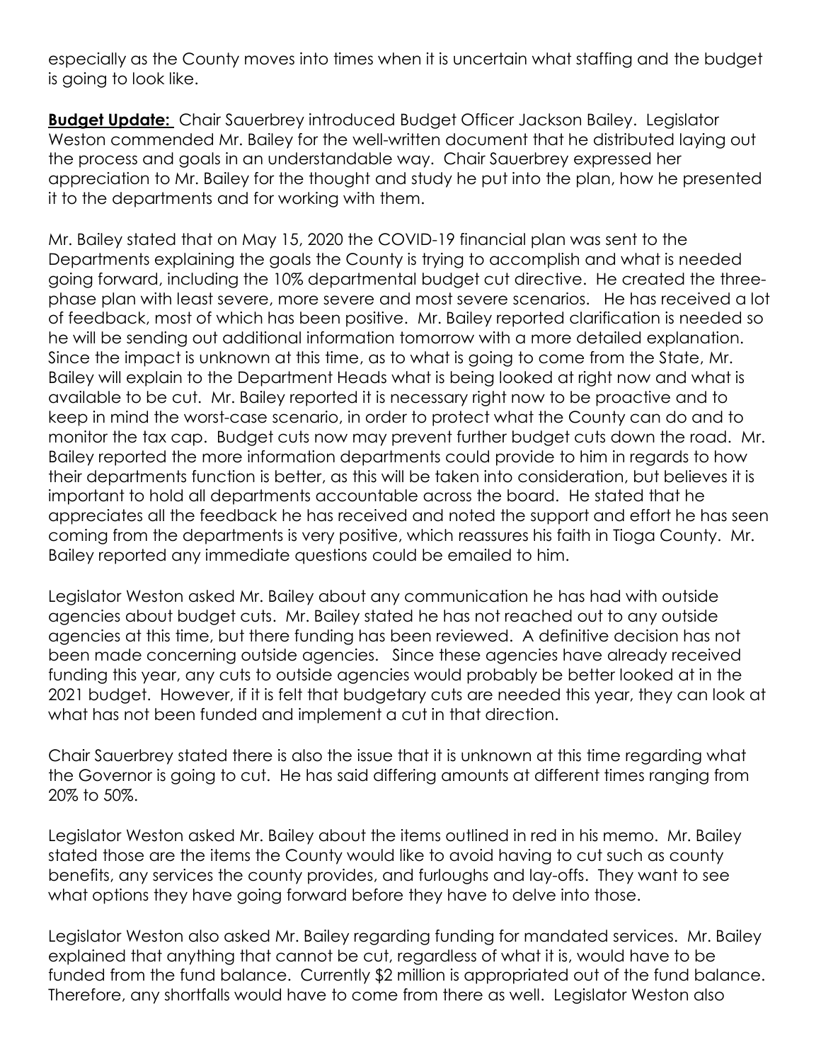especially as the County moves into times when it is uncertain what staffing and the budget is going to look like.

**Budget Update:** Chair Sauerbrey introduced Budget Officer Jackson Bailey. Legislator Weston commended Mr. Bailey for the well-written document that he distributed laying out the process and goals in an understandable way. Chair Sauerbrey expressed her appreciation to Mr. Bailey for the thought and study he put into the plan, how he presented it to the departments and for working with them.

Mr. Bailey stated that on May 15, 2020 the COVID-19 financial plan was sent to the Departments explaining the goals the County is trying to accomplish and what is needed going forward, including the 10% departmental budget cut directive. He created the three-phase plan with least severe, more severe and most severe scenarios. He has received a lot of feedback, most of which has been positive. Mr. Bailey reported clarification is needed so he will be sending out additional information tomorrow with a more detailed explanation. Since the impact is unknown at this time, as to what is going to come from the State, Mr. Bailey will explain to the Department Heads what is being looked at right now and what is available to be cut. Mr. Bailey reported it is necessary right now to be proactive and to keep in mind the worst-case scenario, in order to protect what the County can do and to monitor the tax cap. Budget cuts now may prevent further budget cuts down the road. Mr. Bailey reported the more information departments could provide to him in regards to how their departments function is better, as this will be taken into consideration, but believes it is important to hold all departments accountable across the board. He stated that he appreciates all the feedback he has received and noted the support and effort he has seen coming from the departments is very positive, which reassures his faith in Tioga County. Mr. Bailey reported any immediate questions could be emailed to him.

Legislator Weston asked Mr. Bailey about any communication he has had with outside agencies about budget cuts. Mr. Bailey stated he has not reached out to any outside agencies at this time, but there funding has been reviewed. A definitive decision has not been made concerning outside agencies. Since these agencies have already received funding this year, any cuts to outside agencies would probably be better looked at in the 2021 budget. However, if it is felt that budgetary cuts are needed this year, they can look at what has not been funded and implement a cut in that direction.

Chair Sauerbrey stated there is also the issue that it is unknown at this time regarding what the Governor is going to cut. He has said differing amounts at different times ranging from 20% to 50%.

Legislator Weston asked Mr. Bailey about the items outlined in red in his memo. Mr. Bailey stated those are the items the County would like to avoid having to cut such as county benefits, any services the county provides, and furloughs and lay-offs. They want to see what options they have going forward before they have to delve into those.

Legislator Weston also asked Mr. Bailey regarding funding for mandated services. Mr. Bailey explained that anything that cannot be cut, regardless of what it is, would have to be funded from the fund balance. Currently $2 million is appropriated out of the fund balance. Therefore, any shortfalls would have to come from there as well. Legislator Weston also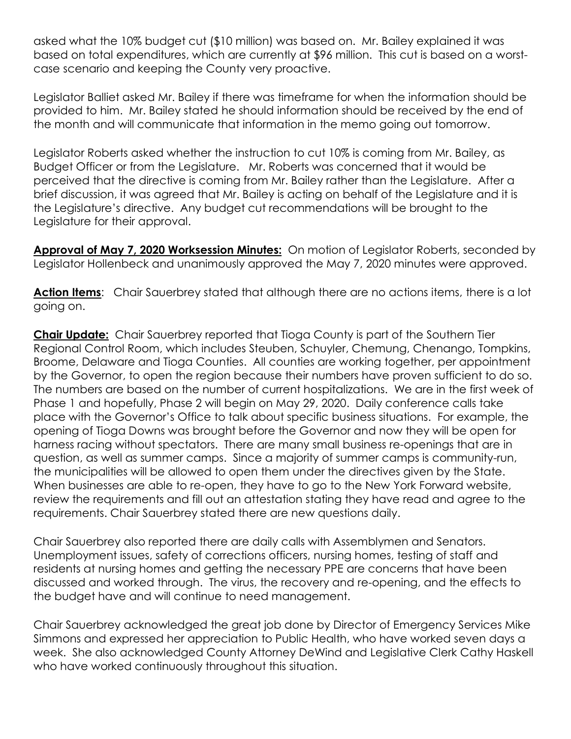asked what the 10% budget cut ($10 million) was based on. Mr. Bailey explained it was based on total expenditures, which are currently at $96 million. This cut is based on a worst-case scenario and keeping the County very proactive.

Legislator Balliet asked Mr. Bailey if there was timeframe for when the information should be provided to him. Mr. Bailey stated he should information should be received by the end of the month and will communicate that information in the memo going out tomorrow.

Legislator Roberts asked whether the instruction to cut 10% is coming from Mr. Bailey, as Budget Officer or from the Legislature. Mr. Roberts was concerned that it would be perceived that the directive is coming from Mr. Bailey rather than the Legislature. After a brief discussion, it was agreed that Mr. Bailey is acting on behalf of the Legislature and it is the Legislature's directive. Any budget cut recommendations will be brought to the Legislature for their approval.

**Approval of May 7, 2020 Worksession Minutes:** On motion of Legislator Roberts, seconded by Legislator Hollenbeck and unanimously approved the May 7, 2020 minutes were approved.

**Action Items**: Chair Sauerbrey stated that although there are no actions items, there is a lot going on.

**Chair Update:** Chair Sauerbrey reported that Tioga County is part of the Southern Tier Regional Control Room, which includes Steuben, Schuyler, Chemung, Chenango, Tompkins, Broome, Delaware and Tioga Counties. All counties are working together, per appointment by the Governor, to open the region because their numbers have proven sufficient to do so. The numbers are based on the number of current hospitalizations. We are in the first week of Phase 1 and hopefully, Phase 2 will begin on May 29, 2020. Daily conference calls take place with the Governor's Office to talk about specific business situations. For example, the opening of Tioga Downs was brought before the Governor and now they will be open for harness racing without spectators. There are many small business re-openings that are in question, as well as summer camps. Since a majority of summer camps is community-run, the municipalities will be allowed to open them under the directives given by the State. When businesses are able to re-open, they have to go to the New York Forward website, review the requirements and fill out an attestation stating they have read and agree to the requirements. Chair Sauerbrey stated there are new questions daily.

Chair Sauerbrey also reported there are daily calls with Assemblymen and Senators. Unemployment issues, safety of corrections officers, nursing homes, testing of staff and residents at nursing homes and getting the necessary PPE are concerns that have been discussed and worked through. The virus, the recovery and re-opening, and the effects to the budget have and will continue to need management.

Chair Sauerbrey acknowledged the great job done by Director of Emergency Services Mike Simmons and expressed her appreciation to Public Health, who have worked seven days a week. She also acknowledged County Attorney DeWind and Legislative Clerk Cathy Haskell who have worked continuously throughout this situation.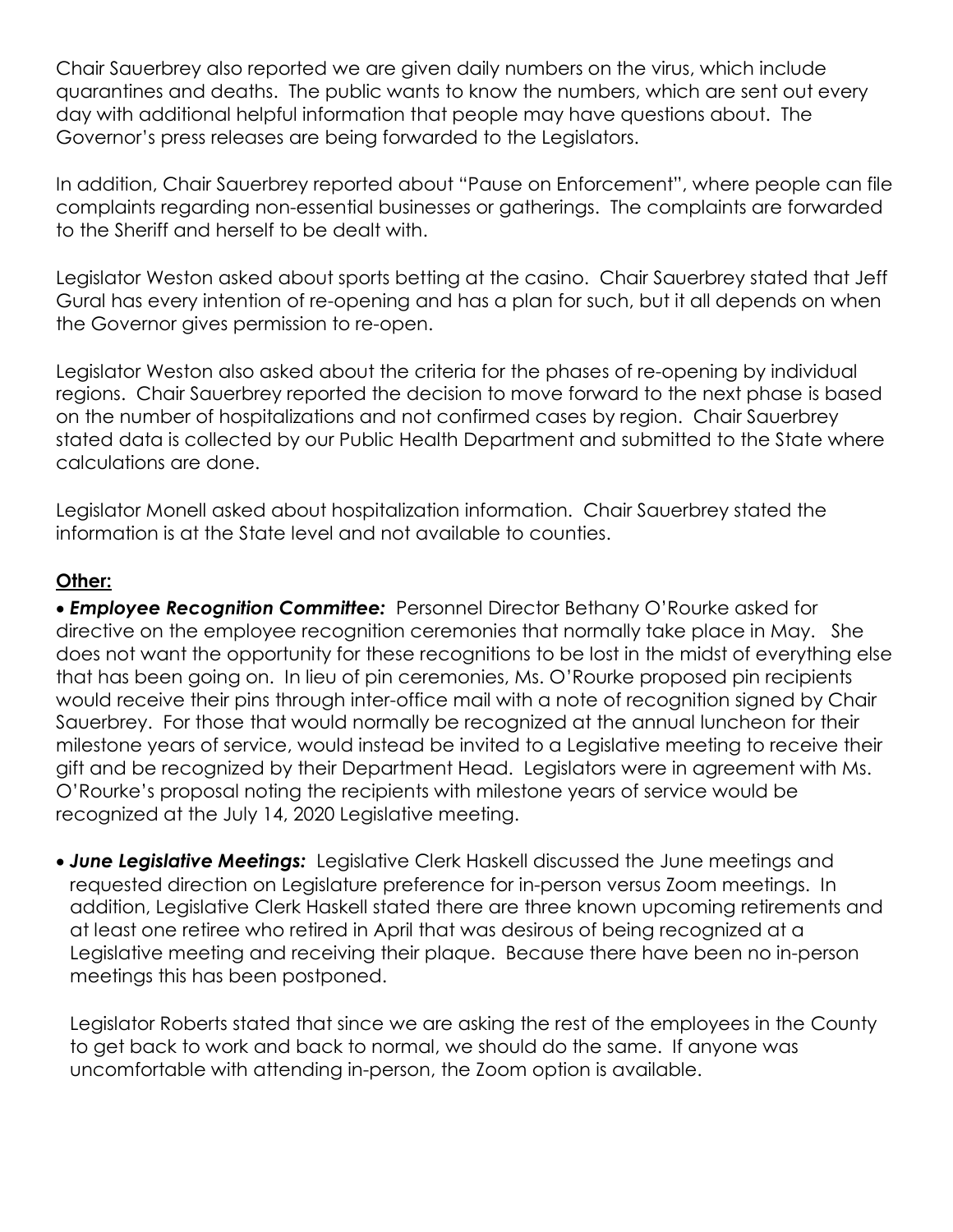Chair Sauerbrey also reported we are given daily numbers on the virus, which include quarantines and deaths. The public wants to know the numbers, which are sent out every day with additional helpful information that people may have questions about. The Governor's press releases are being forwarded to the Legislators.

In addition, Chair Sauerbrey reported about "Pause on Enforcement", where people can file complaints regarding non-essential businesses or gatherings. The complaints are forwarded to the Sheriff and herself to be dealt with.

Legislator Weston asked about sports betting at the casino. Chair Sauerbrey stated that Jeff Gural has every intention of re-opening and has a plan for such, but it all depends on when the Governor gives permission to re-open.

Legislator Weston also asked about the criteria for the phases of re-opening by individual regions. Chair Sauerbrey reported the decision to move forward to the next phase is based on the number of hospitalizations and not confirmed cases by region. Chair Sauerbrey stated data is collected by our Public Health Department and submitted to the State where calculations are done.

Legislator Monell asked about hospitalization information. Chair Sauerbrey stated the information is at the State level and not available to counties.

**Other:**

- ***Employee Recognition Committee:*** Personnel Director Bethany O'Rourke asked for directive on the employee recognition ceremonies that normally take place in May. She does not want the opportunity for these recognitions to be lost in the midst of everything else that has been going on. In lieu of pin ceremonies, Ms. O'Rourke proposed pin recipients would receive their pins through inter-office mail with a note of recognition signed by Chair Sauerbrey. For those that would normally be recognized at the annual luncheon for their milestone years of service, would instead be invited to a Legislative meeting to receive their gift and be recognized by their Department Head. Legislators were in agreement with Ms. O'Rourke's proposal noting the recipients with milestone years of service would be recognized at the July 14, 2020 Legislative meeting.

- ***June Legislative Meetings:*** Legislative Clerk Haskell discussed the June meetings and requested direction on Legislature preference for in-person versus Zoom meetings. In addition, Legislative Clerk Haskell stated there are three known upcoming retirements and at least one retiree who retired in April that was desirous of being recognized at a Legislative meeting and receiving their plaque. Because there have been no in-person meetings this has been postponed.

  Legislator Roberts stated that since we are asking the rest of the employees in the County to get back to work and back to normal, we should do the same. If anyone was uncomfortable with attending in-person, the Zoom option is available.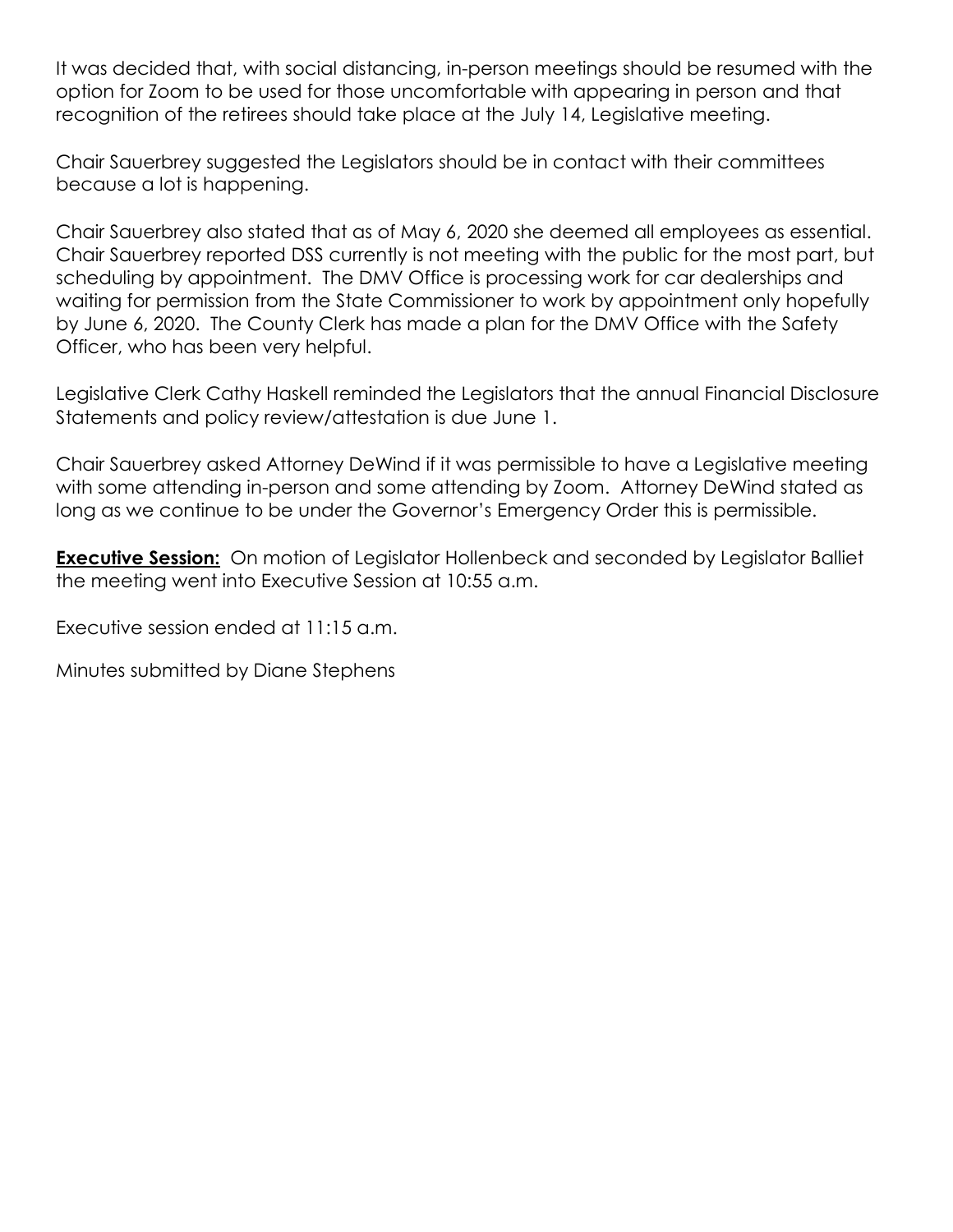It was decided that, with social distancing, in-person meetings should be resumed with the option for Zoom to be used for those uncomfortable with appearing in person and that recognition of the retirees should take place at the July 14, Legislative meeting.

Chair Sauerbrey suggested the Legislators should be in contact with their committees because a lot is happening.

Chair Sauerbrey also stated that as of May 6, 2020 she deemed all employees as essential. Chair Sauerbrey reported DSS currently is not meeting with the public for the most part, but scheduling by appointment. The DMV Office is processing work for car dealerships and waiting for permission from the State Commissioner to work by appointment only hopefully by June 6, 2020. The County Clerk has made a plan for the DMV Office with the Safety Officer, who has been very helpful.

Legislative Clerk Cathy Haskell reminded the Legislators that the annual Financial Disclosure Statements and policy review/attestation is due June 1.

Chair Sauerbrey asked Attorney DeWind if it was permissible to have a Legislative meeting with some attending in-person and some attending by Zoom. Attorney DeWind stated as long as we continue to be under the Governor's Emergency Order this is permissible.

**Executive Session:** On motion of Legislator Hollenbeck and seconded by Legislator Balliet the meeting went into Executive Session at 10:55 a.m.

Executive session ended at 11:15 a.m.

Minutes submitted by Diane Stephens